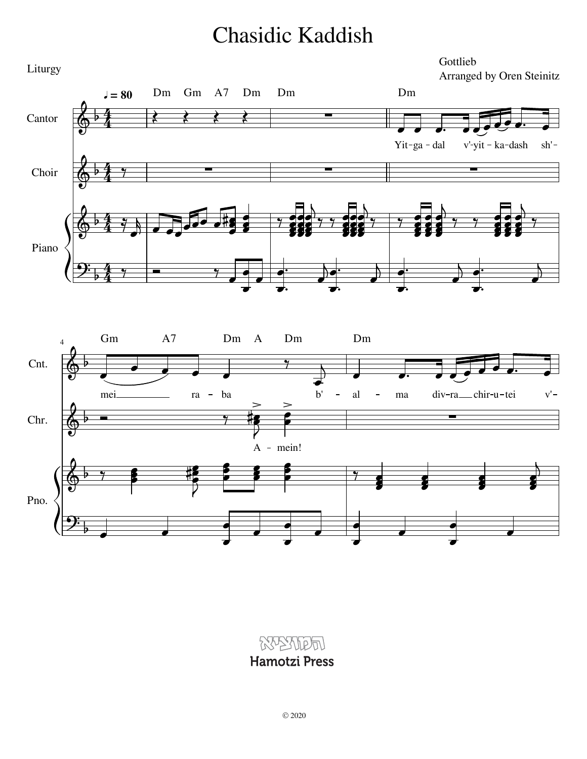# Chasidic Kaddish

Liturgy

Gottlieb
Arranged by Oren Steinitz

Hamotzi Press

© 2020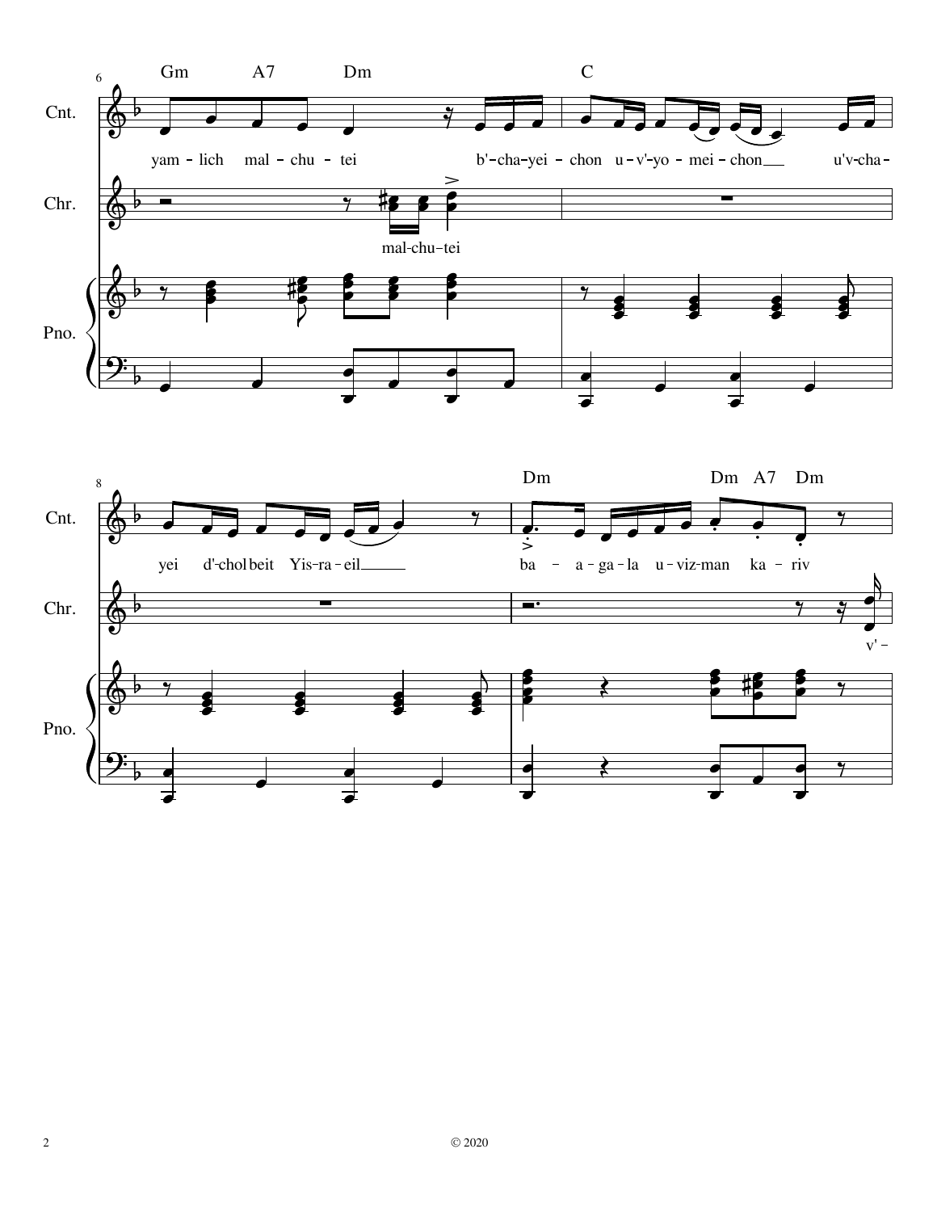Gm A7 Dm C

Cnt. yam - lich mal - chu - tei b'-cha-yei - chon u - v'-yo - mei - chon u'v-cha -

Chr. mal-chu-tei

Pno.

Dm Dm A7 Dm

Cnt. yei d'-chol beit Yis-ra - eil ba - a - ga - la u - viz-man ka - riv

Chr. v' -

Pno.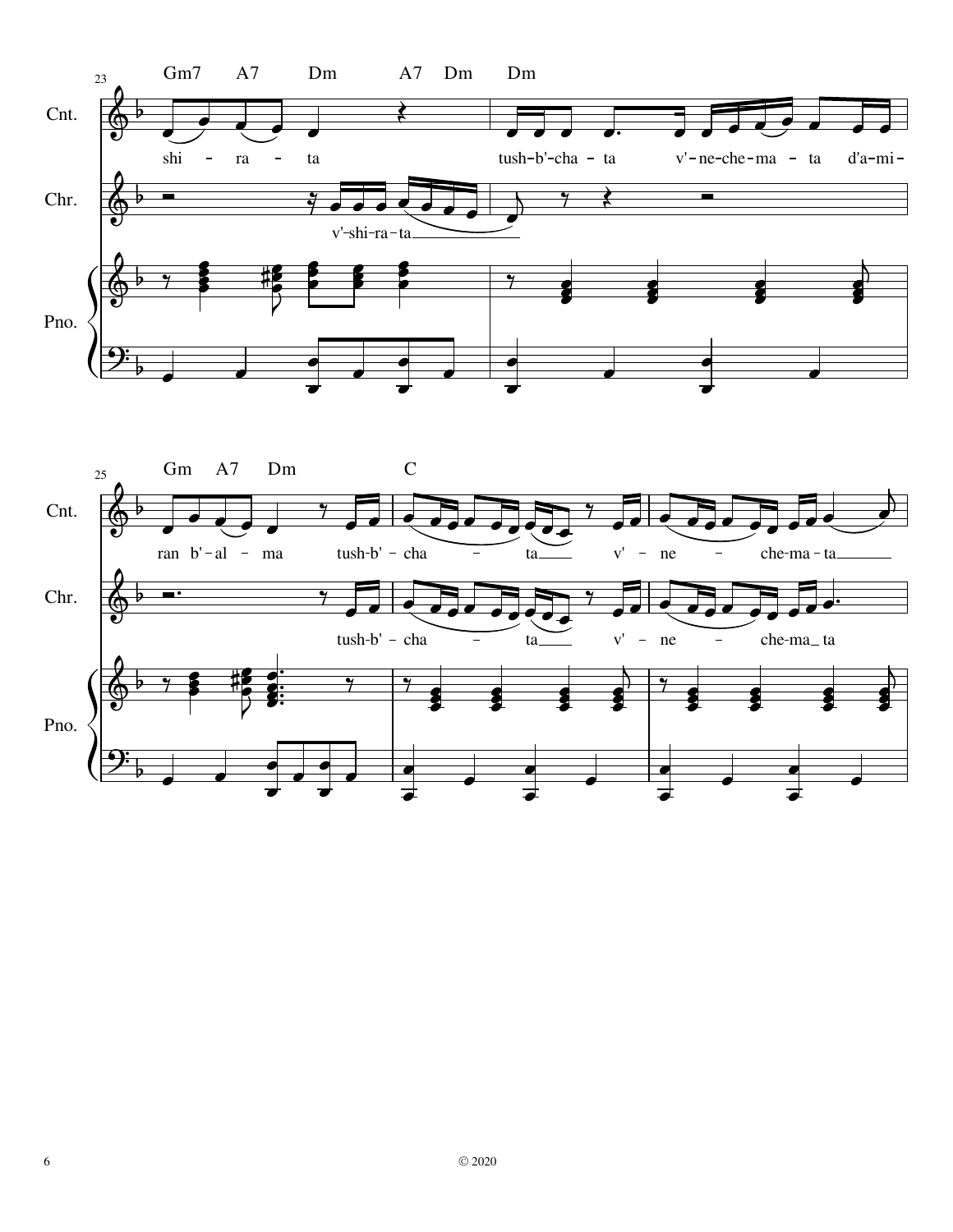Gm7 A7 Dm A7 Dm Dm

Cnt.: shi - ra - ta tush-b'-cha - ta v'-ne-che-ma - ta d'a-mi-

Chr.: v'-shi-ra-ta

Pno.

Gm A7 Dm C

Cnt.: ran b'-al - ma tush-b' - cha - ta v' - ne - che-ma-ta

Chr.: tush-b' - cha - ta v' - ne - che-ma ta

Pno.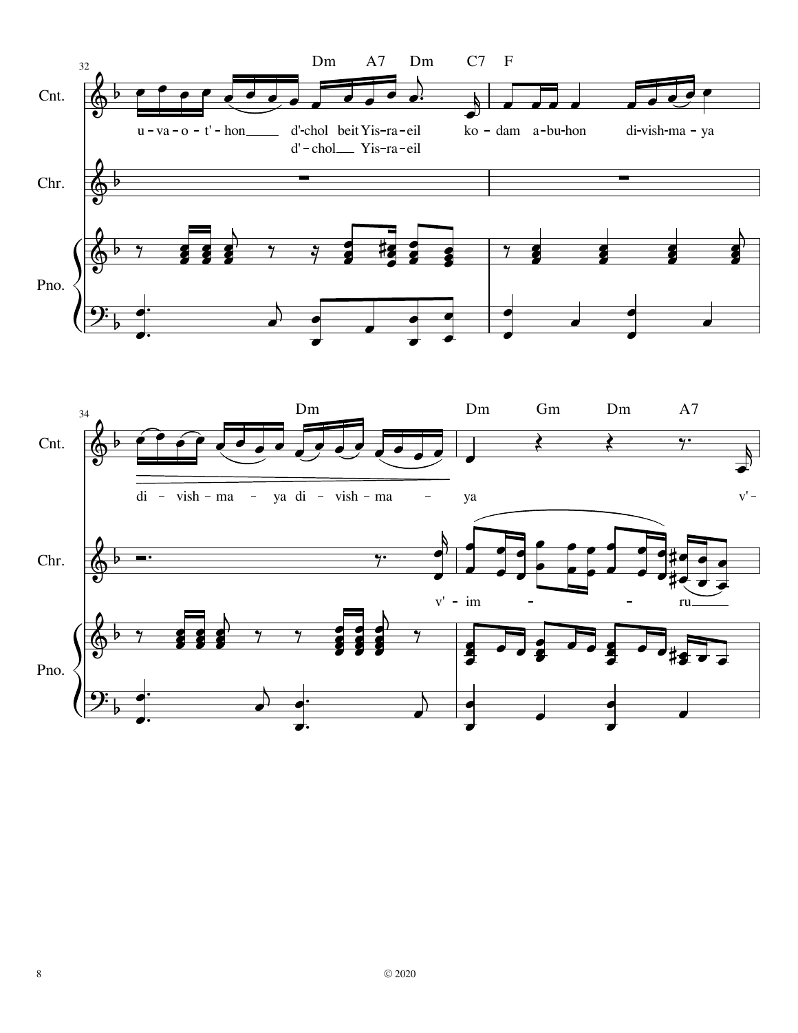32

Dm A7 Dm C7 F

Cnt.

u - va - o - t' - hon d'-chol beit Yis-ra-eil ko - dam a-bu-hon di-vish-ma - ya

d' - chol Yis-ra-eil

Chr.

Pno.

34

Dm Dm Gm Dm A7

Cnt.

di - vish - ma - ya di - vish - ma - ya v' -

Chr.

v' - im - - ru

Pno.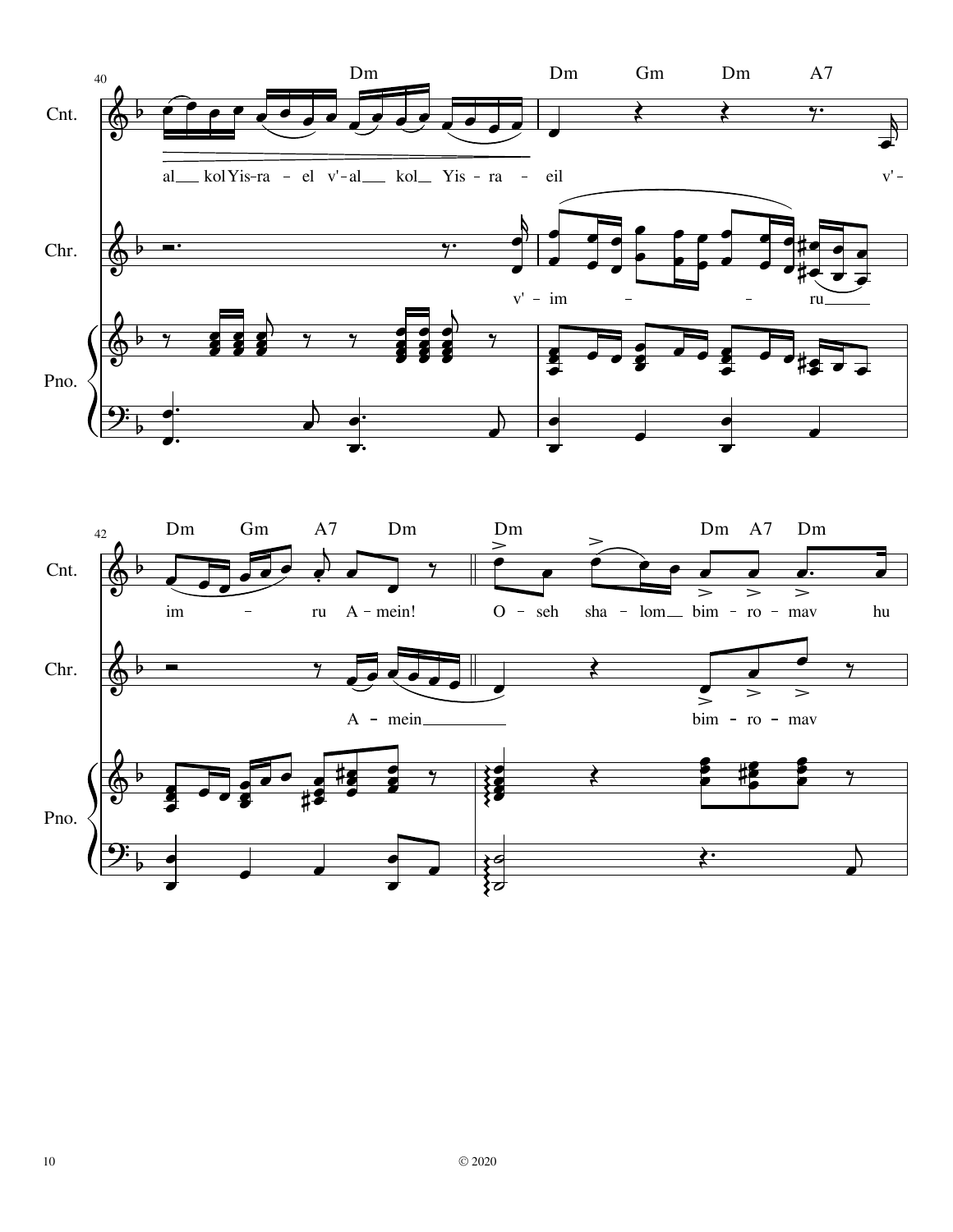Cnt.

Chr.

Pno.

Dm | Dm Gm Dm A7

al kol Yis-ra - el v'-al kol Yis - ra - eil v'-

v' - im - - ru

Dm Gm A7 Dm | Dm Dm A7 Dm

im - ru A - mein! O - seh sha - lom bim - ro - mav hu

A - mein bim - ro - mav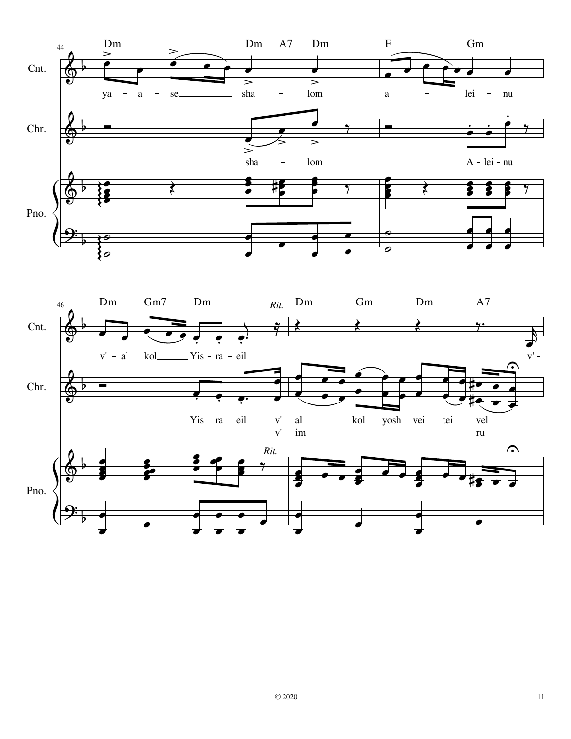44

Dm Dm A7 Dm F Gm

Cnt.: ya – a – se\_\_\_\_\_\_\_\_ sha – lom a – lei – nu

Chr.: sha – lom A – lei – nu

Pno.

46

Dm Gm7 Dm *Rit.* Dm Gm Dm A7

Cnt.: v' – al kol\_\_\_\_\_\_ Yis – ra – eil v' –

Chr.: Yis – ra – eil v' – al\_\_\_\_\_\_\_\_ kol yosh\_ vei tei – vel\_\_\_\_\_\_

v' – im – – – ru\_\_\_\_\_\_

Pno. *Rit.*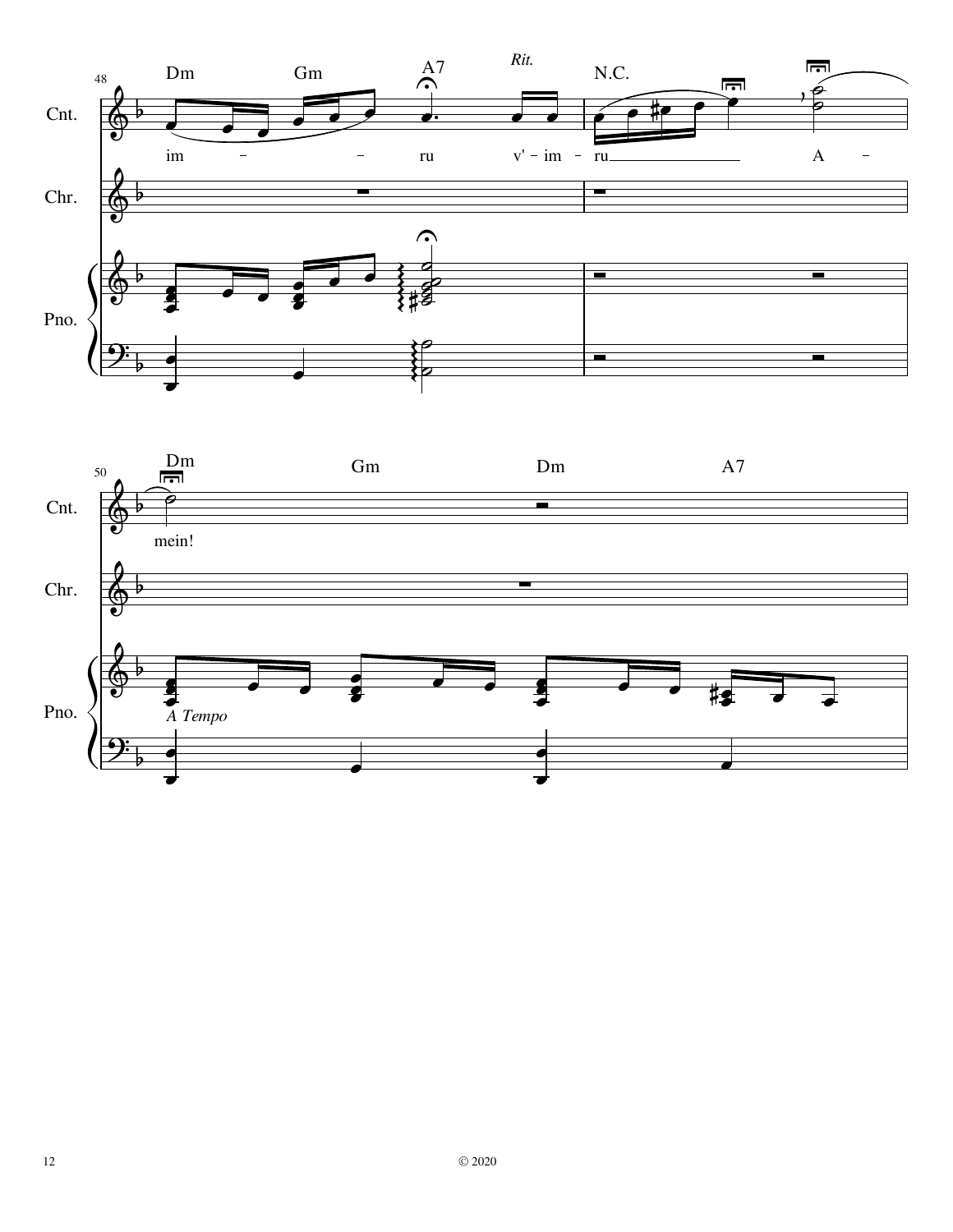48

Dm Gm A7 *Rit.* N.C.

Cnt.

im – – ru v' – im – ru A –

Chr.

Pno.

50

Dm Gm Dm A7

Cnt.

mein!

Chr.

Pno.

*A Tempo*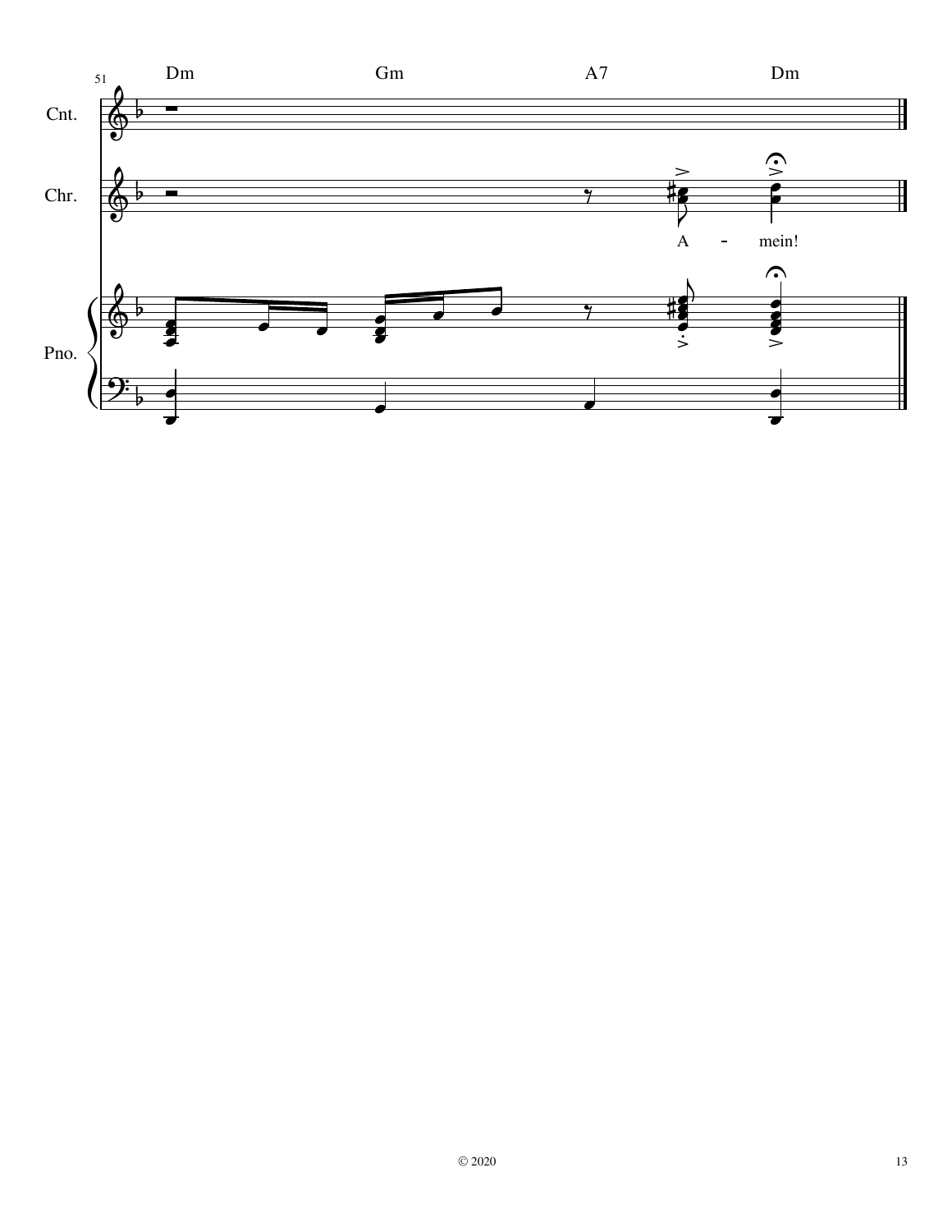51

Dm Gm A7 Dm

Cnt.

Chr.

A - mein!

Pno.

© 2020